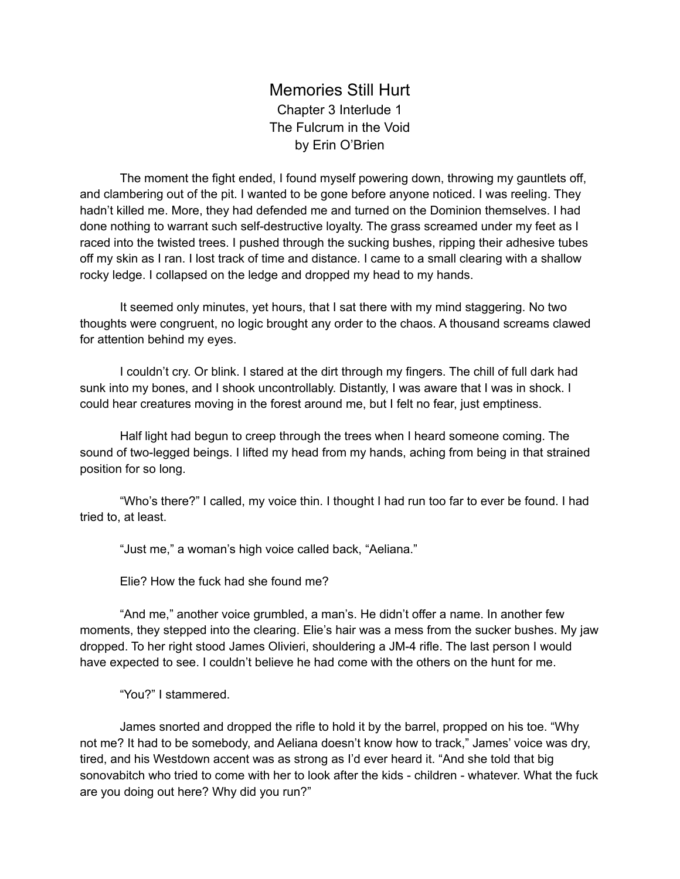# Memories Still Hurt

Chapter 3 Interlude 1

The Fulcrum in the Void

by Erin O'Brien

The moment the fight ended, I found myself powering down, throwing my gauntlets off, and clambering out of the pit. I wanted to be gone before anyone noticed. I was reeling. They hadn't killed me. More, they had defended me and turned on the Dominion themselves. I had done nothing to warrant such self-destructive loyalty. The grass screamed under my feet as I raced into the twisted trees. I pushed through the sucking bushes, ripping their adhesive tubes off my skin as I ran. I lost track of time and distance. I came to a small clearing with a shallow rocky ledge. I collapsed on the ledge and dropped my head to my hands.

It seemed only minutes, yet hours, that I sat there with my mind staggering. No two thoughts were congruent, no logic brought any order to the chaos. A thousand screams clawed for attention behind my eyes.

I couldn't cry. Or blink. I stared at the dirt through my fingers. The chill of full dark had sunk into my bones, and I shook uncontrollably. Distantly, I was aware that I was in shock. I could hear creatures moving in the forest around me, but I felt no fear, just emptiness.

Half light had begun to creep through the trees when I heard someone coming. The sound of two-legged beings. I lifted my head from my hands, aching from being in that strained position for so long.

"Who's there?" I called, my voice thin. I thought I had run too far to ever be found. I had tried to, at least.

"Just me," a woman's high voice called back, "Aeliana."

Elie? How the fuck had she found me?

"And me," another voice grumbled, a man's. He didn't offer a name. In another few moments, they stepped into the clearing. Elie's hair was a mess from the sucker bushes. My jaw dropped. To her right stood James Olivieri, shouldering a JM-4 rifle. The last person I would have expected to see. I couldn't believe he had come with the others on the hunt for me.

"You?" I stammered.

James snorted and dropped the rifle to hold it by the barrel, propped on his toe. "Why not me? It had to be somebody, and Aeliana doesn't know how to track," James' voice was dry, tired, and his Westdown accent was as strong as I'd ever heard it. "And she told that big sonovabitch who tried to come with her to look after the kids - children - whatever. What the fuck are you doing out here? Why did you run?"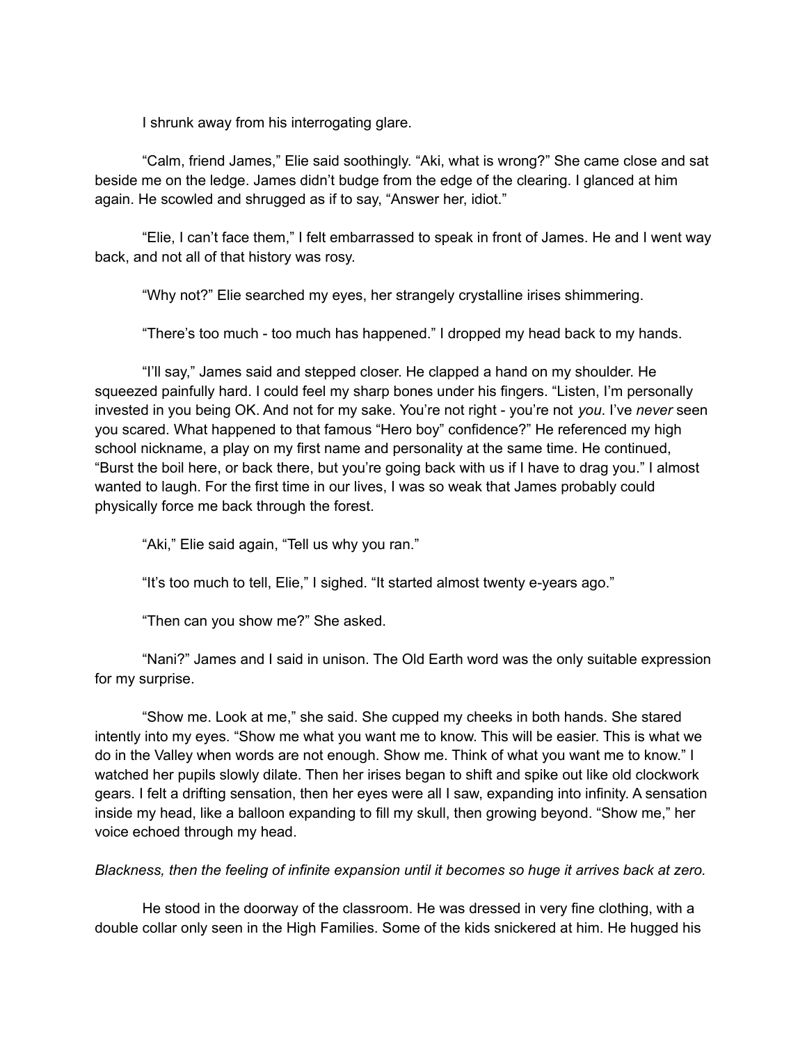I shrunk away from his interrogating glare.

"Calm, friend James," Elie said soothingly. "Aki, what is wrong?" She came close and sat beside me on the ledge. James didn't budge from the edge of the clearing. I glanced at him again. He scowled and shrugged as if to say, "Answer her, idiot."

"Elie, I can't face them," I felt embarrassed to speak in front of James. He and I went way back, and not all of that history was rosy.

"Why not?" Elie searched my eyes, her strangely crystalline irises shimmering.

"There's too much - too much has happened." I dropped my head back to my hands.

"I'll say," James said and stepped closer. He clapped a hand on my shoulder. He squeezed painfully hard. I could feel my sharp bones under his fingers. "Listen, I'm personally invested in you being OK. And not for my sake. You're not right - you're not *you*. I've *never* seen you scared. What happened to that famous "Hero boy" confidence?" He referenced my high school nickname, a play on my first name and personality at the same time. He continued, "Burst the boil here, or back there, but you're going back with us if I have to drag you." I almost wanted to laugh. For the first time in our lives, I was so weak that James probably could physically force me back through the forest.

"Aki," Elie said again, "Tell us why you ran."

"It's too much to tell, Elie," I sighed. "It started almost twenty e-years ago."

"Then can you show me?" She asked.

"Nani?" James and I said in unison. The Old Earth word was the only suitable expression for my surprise.

"Show me. Look at me," she said. She cupped my cheeks in both hands. She stared intently into my eyes. "Show me what you want me to know. This will be easier. This is what we do in the Valley when words are not enough. Show me. Think of what you want me to know." I watched her pupils slowly dilate. Then her irises began to shift and spike out like old clockwork gears. I felt a drifting sensation, then her eyes were all I saw, expanding into infinity. A sensation inside my head, like a balloon expanding to fill my skull, then growing beyond. "Show me," her voice echoed through my head.

*Blackness, then the feeling of infinite expansion until it becomes so huge it arrives back at zero.*

He stood in the doorway of the classroom. He was dressed in very fine clothing, with a double collar only seen in the High Families. Some of the kids snickered at him. He hugged his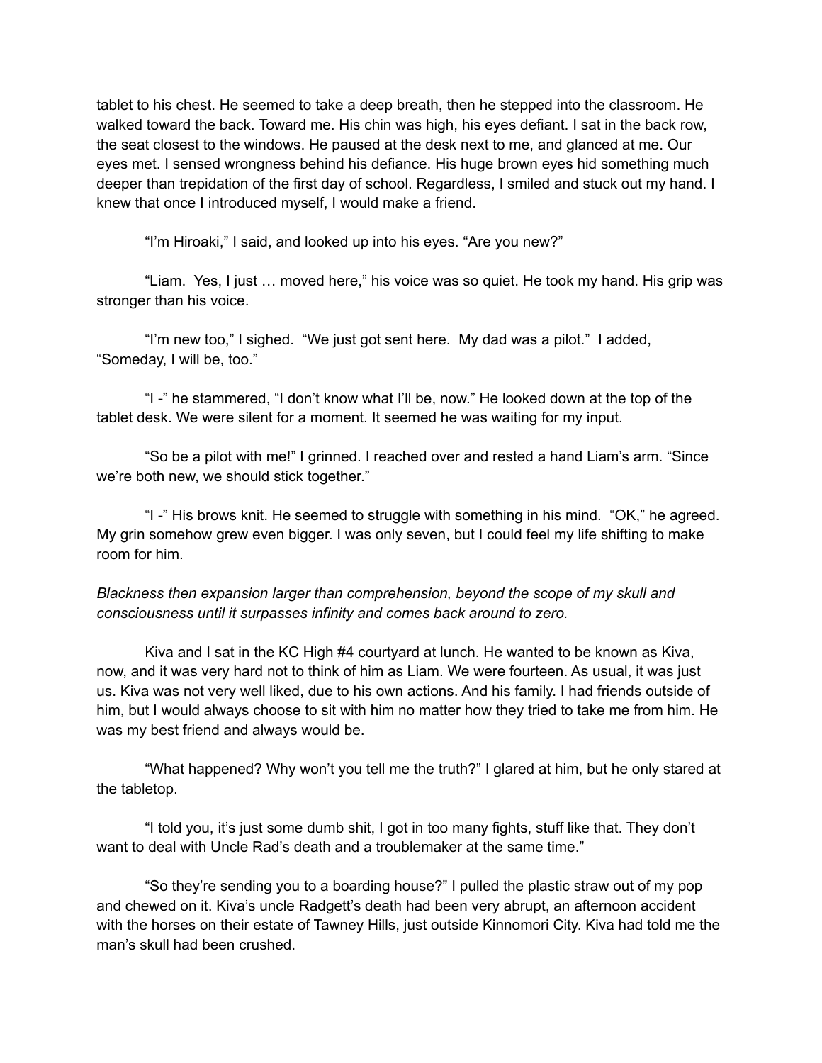tablet to his chest. He seemed to take a deep breath, then he stepped into the classroom. He walked toward the back. Toward me. His chin was high, his eyes defiant. I sat in the back row, the seat closest to the windows. He paused at the desk next to me, and glanced at me. Our eyes met. I sensed wrongness behind his defiance. His huge brown eyes hid something much deeper than trepidation of the first day of school. Regardless, I smiled and stuck out my hand. I knew that once I introduced myself, I would make a friend.

"I'm Hiroaki," I said, and looked up into his eyes. "Are you new?"

"Liam. Yes, I just … moved here," his voice was so quiet. He took my hand. His grip was stronger than his voice.

"I'm new too," I sighed. "We just got sent here. My dad was a pilot." I added, "Someday, I will be, too."

"I -" he stammered, "I don't know what I'll be, now." He looked down at the top of the tablet desk. We were silent for a moment. It seemed he was waiting for my input.

"So be a pilot with me!" I grinned. I reached over and rested a hand Liam's arm. "Since we're both new, we should stick together."

"I -" His brows knit. He seemed to struggle with something in his mind. "OK," he agreed. My grin somehow grew even bigger. I was only seven, but I could feel my life shifting to make room for him.

*Blackness then expansion larger than comprehension, beyond the scope of my skull and consciousness until it surpasses infinity and comes back around to zero.*

Kiva and I sat in the KC High #4 courtyard at lunch. He wanted to be known as Kiva, now, and it was very hard not to think of him as Liam. We were fourteen. As usual, it was just us. Kiva was not very well liked, due to his own actions. And his family. I had friends outside of him, but I would always choose to sit with him no matter how they tried to take me from him. He was my best friend and always would be.

"What happened? Why won't you tell me the truth?" I glared at him, but he only stared at the tabletop.

"I told you, it's just some dumb shit, I got in too many fights, stuff like that. They don't want to deal with Uncle Rad's death and a troublemaker at the same time."

"So they're sending you to a boarding house?" I pulled the plastic straw out of my pop and chewed on it. Kiva's uncle Radgett's death had been very abrupt, an afternoon accident with the horses on their estate of Tawney Hills, just outside Kinnomori City. Kiva had told me the man's skull had been crushed.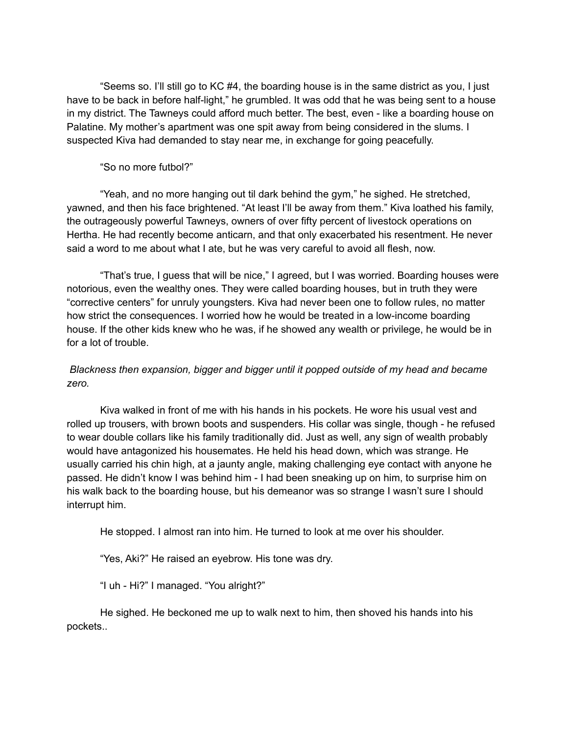"Seems so. I'll still go to KC #4, the boarding house is in the same district as you, I just have to be back in before half-light," he grumbled. It was odd that he was being sent to a house in my district. The Tawneys could afford much better. The best, even - like a boarding house on Palatine. My mother's apartment was one spit away from being considered in the slums. I suspected Kiva had demanded to stay near me, in exchange for going peacefully.

"So no more futbol?"

"Yeah, and no more hanging out til dark behind the gym," he sighed. He stretched, yawned, and then his face brightened. "At least I'll be away from them." Kiva loathed his family, the outrageously powerful Tawneys, owners of over fifty percent of livestock operations on Hertha. He had recently become anticarn, and that only exacerbated his resentment. He never said a word to me about what I ate, but he was very careful to avoid all flesh, now.

"That's true, I guess that will be nice," I agreed, but I was worried. Boarding houses were notorious, even the wealthy ones. They were called boarding houses, but in truth they were "corrective centers" for unruly youngsters. Kiva had never been one to follow rules, no matter how strict the consequences. I worried how he would be treated in a low-income boarding house. If the other kids knew who he was, if he showed any wealth or privilege, he would be in for a lot of trouble.

*Blackness then expansion, bigger and bigger until it popped outside of my head and became zero.*

Kiva walked in front of me with his hands in his pockets. He wore his usual vest and rolled up trousers, with brown boots and suspenders. His collar was single, though - he refused to wear double collars like his family traditionally did. Just as well, any sign of wealth probably would have antagonized his housemates. He held his head down, which was strange. He usually carried his chin high, at a jaunty angle, making challenging eye contact with anyone he passed. He didn't know I was behind him - I had been sneaking up on him, to surprise him on his walk back to the boarding house, but his demeanor was so strange I wasn't sure I should interrupt him.

He stopped. I almost ran into him. He turned to look at me over his shoulder.

"Yes, Aki?" He raised an eyebrow. His tone was dry.

"I uh - Hi?" I managed. "You alright?"

He sighed. He beckoned me up to walk next to him, then shoved his hands into his pockets..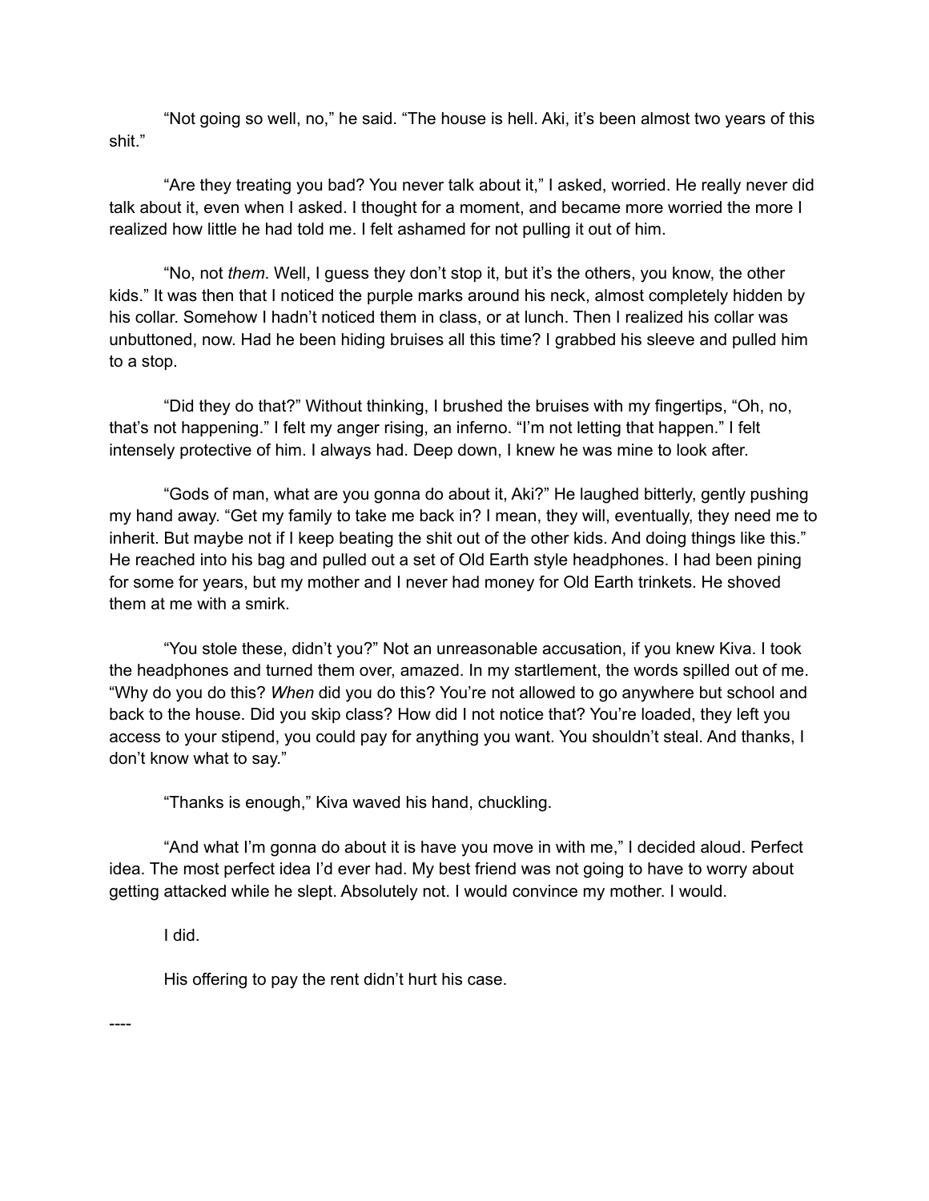"Not going so well, no," he said. "The house is hell. Aki, it's been almost two years of this shit."

"Are they treating you bad? You never talk about it," I asked, worried. He really never did talk about it, even when I asked. I thought for a moment, and became more worried the more I realized how little he had told me. I felt ashamed for not pulling it out of him.

"No, not *them*. Well, I guess they don't stop it, but it's the others, you know, the other kids." It was then that I noticed the purple marks around his neck, almost completely hidden by his collar. Somehow I hadn't noticed them in class, or at lunch. Then I realized his collar was unbuttoned, now. Had he been hiding bruises all this time? I grabbed his sleeve and pulled him to a stop.

"Did they do that?" Without thinking, I brushed the bruises with my fingertips, "Oh, no, that's not happening." I felt my anger rising, an inferno. "I'm not letting that happen." I felt intensely protective of him. I always had. Deep down, I knew he was mine to look after.

"Gods of man, what are you gonna do about it, Aki?" He laughed bitterly, gently pushing my hand away. "Get my family to take me back in? I mean, they will, eventually, they need me to inherit. But maybe not if I keep beating the shit out of the other kids. And doing things like this." He reached into his bag and pulled out a set of Old Earth style headphones. I had been pining for some for years, but my mother and I never had money for Old Earth trinkets. He shoved them at me with a smirk.

"You stole these, didn't you?" Not an unreasonable accusation, if you knew Kiva. I took the headphones and turned them over, amazed. In my startlement, the words spilled out of me. "Why do you do this? *When* did you do this? You're not allowed to go anywhere but school and back to the house. Did you skip class? How did I not notice that? You're loaded, they left you access to your stipend, you could pay for anything you want. You shouldn't steal. And thanks, I don't know what to say."

"Thanks is enough," Kiva waved his hand, chuckling.

"And what I'm gonna do about it is have you move in with me," I decided aloud. Perfect idea. The most perfect idea I'd ever had. My best friend was not going to have to worry about getting attacked while he slept. Absolutely not. I would convince my mother. I would.

I did.

His offering to pay the rent didn't hurt his case.

----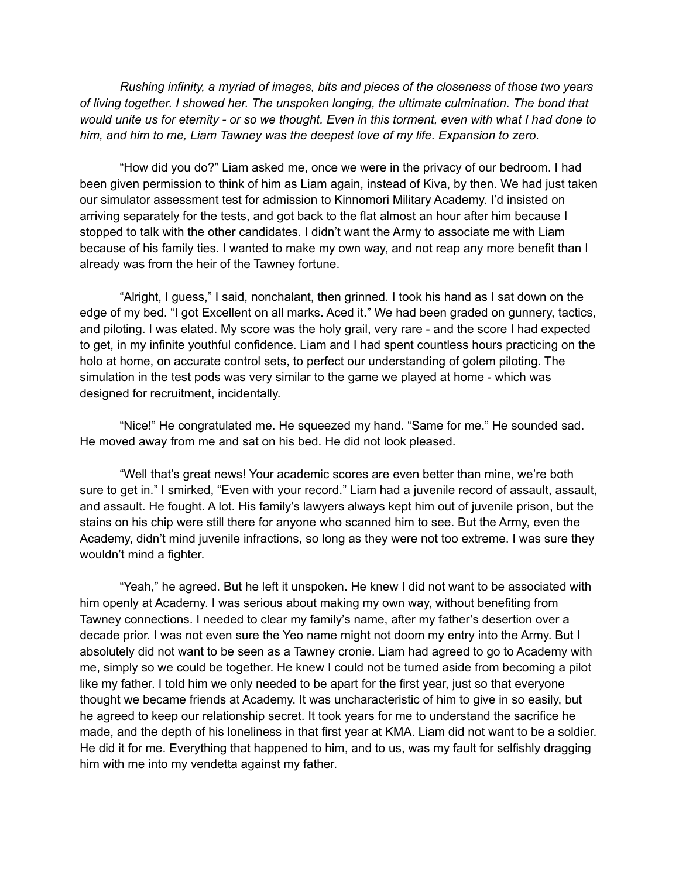*Rushing infinity, a myriad of images, bits and pieces of the closeness of those two years of living together. I showed her. The unspoken longing, the ultimate culmination. The bond that would unite us for eternity - or so we thought. Even in this torment, even with what I had done to him, and him to me, Liam Tawney was the deepest love of my life. Expansion to zero.*

"How did you do?" Liam asked me, once we were in the privacy of our bedroom. I had been given permission to think of him as Liam again, instead of Kiva, by then. We had just taken our simulator assessment test for admission to Kinnomori Military Academy. I'd insisted on arriving separately for the tests, and got back to the flat almost an hour after him because I stopped to talk with the other candidates. I didn't want the Army to associate me with Liam because of his family ties. I wanted to make my own way, and not reap any more benefit than I already was from the heir of the Tawney fortune.

"Alright, I guess," I said, nonchalant, then grinned. I took his hand as I sat down on the edge of my bed. "I got Excellent on all marks. Aced it." We had been graded on gunnery, tactics, and piloting. I was elated. My score was the holy grail, very rare - and the score I had expected to get, in my infinite youthful confidence. Liam and I had spent countless hours practicing on the holo at home, on accurate control sets, to perfect our understanding of golem piloting. The simulation in the test pods was very similar to the game we played at home - which was designed for recruitment, incidentally.

"Nice!" He congratulated me. He squeezed my hand. "Same for me." He sounded sad. He moved away from me and sat on his bed. He did not look pleased.

"Well that's great news! Your academic scores are even better than mine, we're both sure to get in." I smirked, "Even with your record." Liam had a juvenile record of assault, assault, and assault. He fought. A lot. His family's lawyers always kept him out of juvenile prison, but the stains on his chip were still there for anyone who scanned him to see. But the Army, even the Academy, didn't mind juvenile infractions, so long as they were not too extreme. I was sure they wouldn't mind a fighter.

"Yeah," he agreed. But he left it unspoken. He knew I did not want to be associated with him openly at Academy. I was serious about making my own way, without benefiting from Tawney connections. I needed to clear my family's name, after my father's desertion over a decade prior. I was not even sure the Yeo name might not doom my entry into the Army. But I absolutely did not want to be seen as a Tawney cronie. Liam had agreed to go to Academy with me, simply so we could be together. He knew I could not be turned aside from becoming a pilot like my father. I told him we only needed to be apart for the first year, just so that everyone thought we became friends at Academy. It was uncharacteristic of him to give in so easily, but he agreed to keep our relationship secret. It took years for me to understand the sacrifice he made, and the depth of his loneliness in that first year at KMA. Liam did not want to be a soldier. He did it for me. Everything that happened to him, and to us, was my fault for selfishly dragging him with me into my vendetta against my father.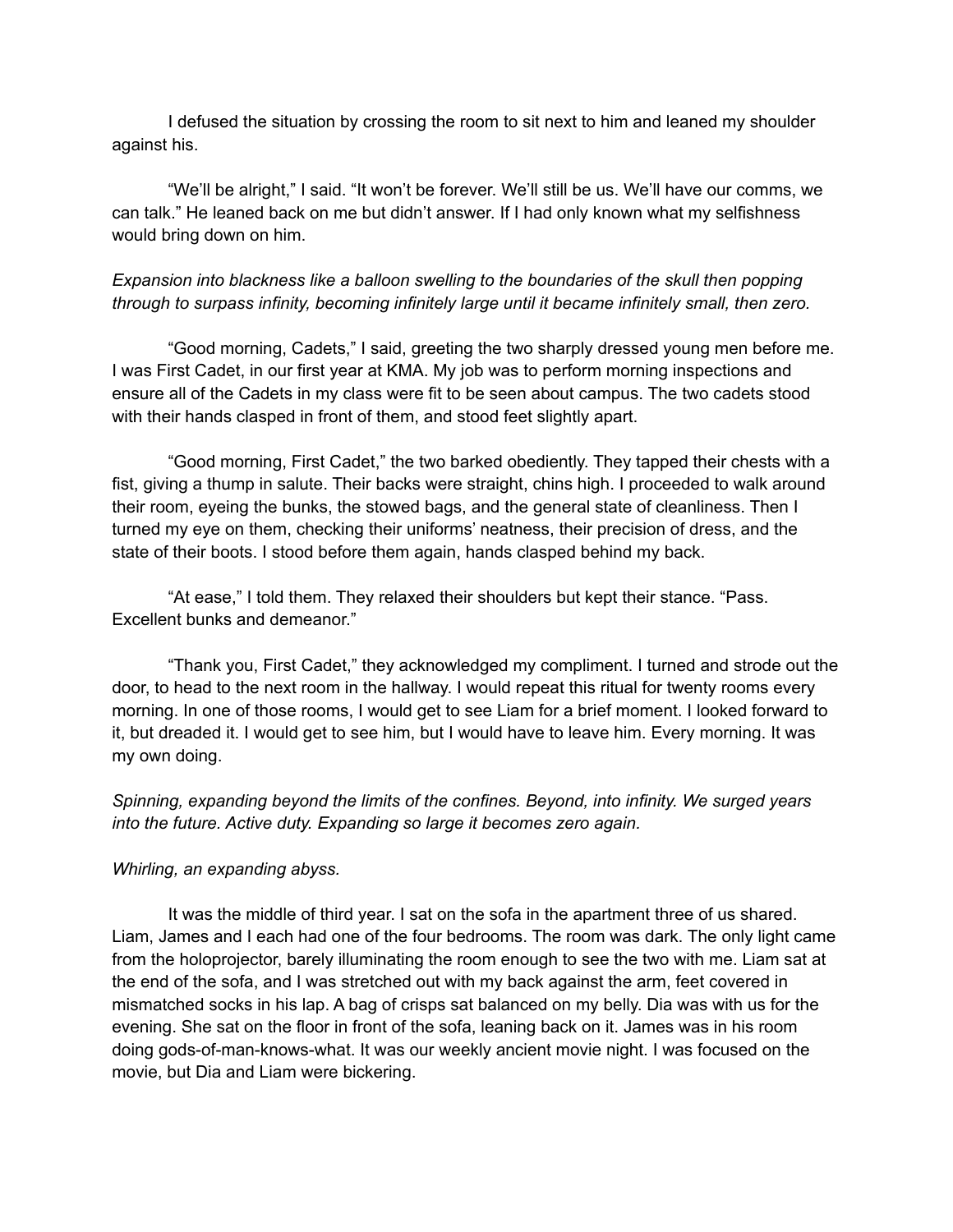I defused the situation by crossing the room to sit next to him and leaned my shoulder against his.

"We'll be alright," I said. "It won't be forever. We'll still be us. We'll have our comms, we can talk." He leaned back on me but didn't answer. If I had only known what my selfishness would bring down on him.

*Expansion into blackness like a balloon swelling to the boundaries of the skull then popping through to surpass infinity, becoming infinitely large until it became infinitely small, then zero.*

"Good morning, Cadets," I said, greeting the two sharply dressed young men before me. I was First Cadet, in our first year at KMA. My job was to perform morning inspections and ensure all of the Cadets in my class were fit to be seen about campus. The two cadets stood with their hands clasped in front of them, and stood feet slightly apart.

"Good morning, First Cadet," the two barked obediently. They tapped their chests with a fist, giving a thump in salute. Their backs were straight, chins high. I proceeded to walk around their room, eyeing the bunks, the stowed bags, and the general state of cleanliness. Then I turned my eye on them, checking their uniforms' neatness, their precision of dress, and the state of their boots. I stood before them again, hands clasped behind my back.

"At ease," I told them. They relaxed their shoulders but kept their stance. "Pass. Excellent bunks and demeanor."

"Thank you, First Cadet," they acknowledged my compliment. I turned and strode out the door, to head to the next room in the hallway. I would repeat this ritual for twenty rooms every morning. In one of those rooms, I would get to see Liam for a brief moment. I looked forward to it, but dreaded it. I would get to see him, but I would have to leave him. Every morning. It was my own doing.

*Spinning, expanding beyond the limits of the confines. Beyond, into infinity. We surged years into the future. Active duty. Expanding so large it becomes zero again.*

*Whirling, an expanding abyss.*

It was the middle of third year. I sat on the sofa in the apartment three of us shared. Liam, James and I each had one of the four bedrooms. The room was dark. The only light came from the holoprojector, barely illuminating the room enough to see the two with me. Liam sat at the end of the sofa, and I was stretched out with my back against the arm, feet covered in mismatched socks in his lap. A bag of crisps sat balanced on my belly. Dia was with us for the evening. She sat on the floor in front of the sofa, leaning back on it. James was in his room doing gods-of-man-knows-what. It was our weekly ancient movie night. I was focused on the movie, but Dia and Liam were bickering.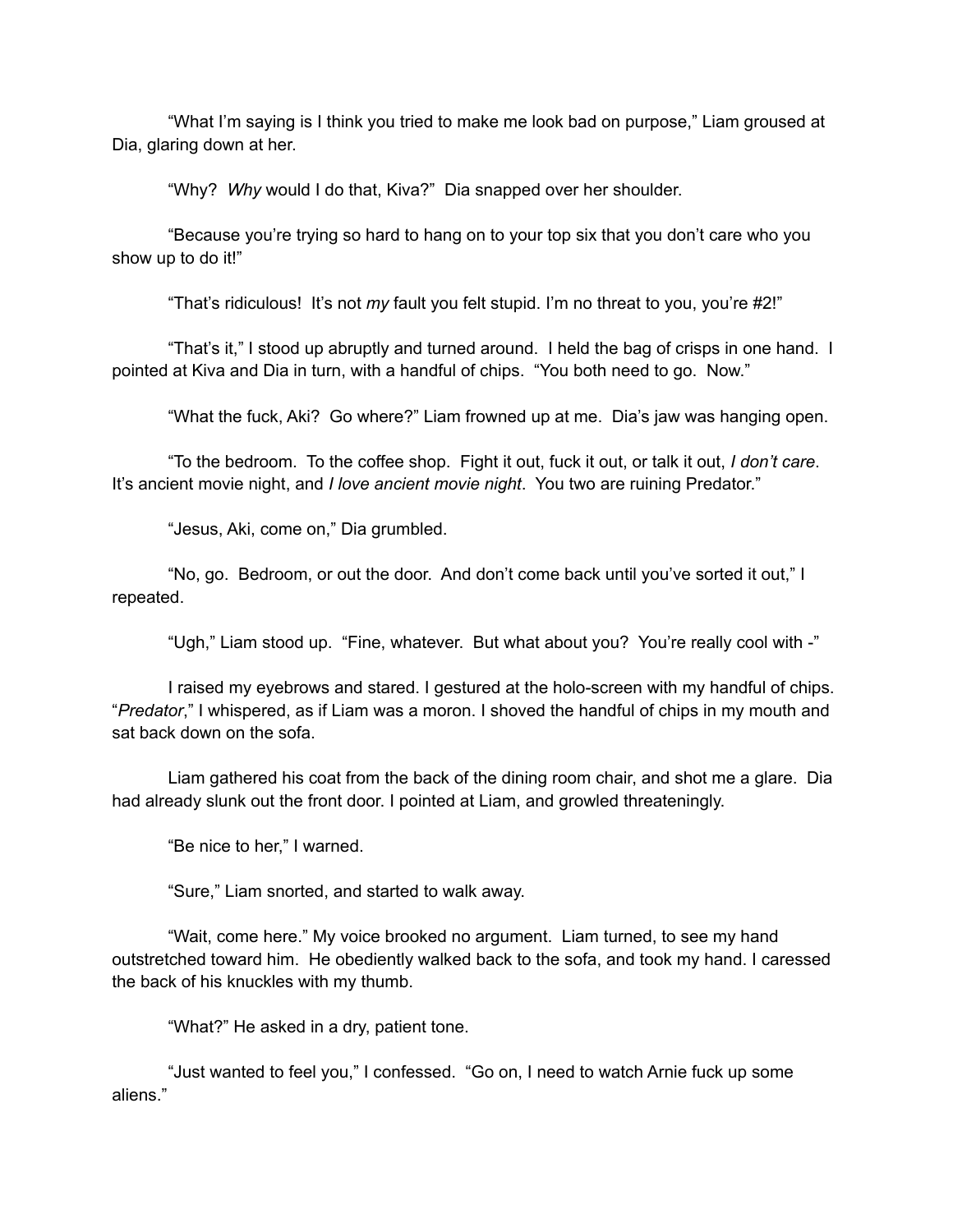"What I'm saying is I think you tried to make me look bad on purpose," Liam groused at Dia, glaring down at her.

"Why? *Why* would I do that, Kiva?" Dia snapped over her shoulder.

"Because you're trying so hard to hang on to your top six that you don't care who you show up to do it!"

"That's ridiculous! It's not *my* fault you felt stupid. I'm no threat to you, you're #2!"

"That's it," I stood up abruptly and turned around. I held the bag of crisps in one hand. I pointed at Kiva and Dia in turn, with a handful of chips. "You both need to go. Now."

"What the fuck, Aki? Go where?" Liam frowned up at me. Dia's jaw was hanging open.

"To the bedroom. To the coffee shop. Fight it out, fuck it out, or talk it out, *I don't care*. It's ancient movie night, and *I love ancient movie night*. You two are ruining Predator."

"Jesus, Aki, come on," Dia grumbled.

"No, go. Bedroom, or out the door. And don't come back until you've sorted it out," I repeated.

"Ugh," Liam stood up. "Fine, whatever. But what about you? You're really cool with -"

I raised my eyebrows and stared. I gestured at the holo-screen with my handful of chips. "*Predator*," I whispered, as if Liam was a moron. I shoved the handful of chips in my mouth and sat back down on the sofa.

Liam gathered his coat from the back of the dining room chair, and shot me a glare. Dia had already slunk out the front door. I pointed at Liam, and growled threateningly.

"Be nice to her," I warned.

"Sure," Liam snorted, and started to walk away.

"Wait, come here." My voice brooked no argument. Liam turned, to see my hand outstretched toward him. He obediently walked back to the sofa, and took my hand. I caressed the back of his knuckles with my thumb.

"What?" He asked in a dry, patient tone.

"Just wanted to feel you," I confessed. "Go on, I need to watch Arnie fuck up some aliens."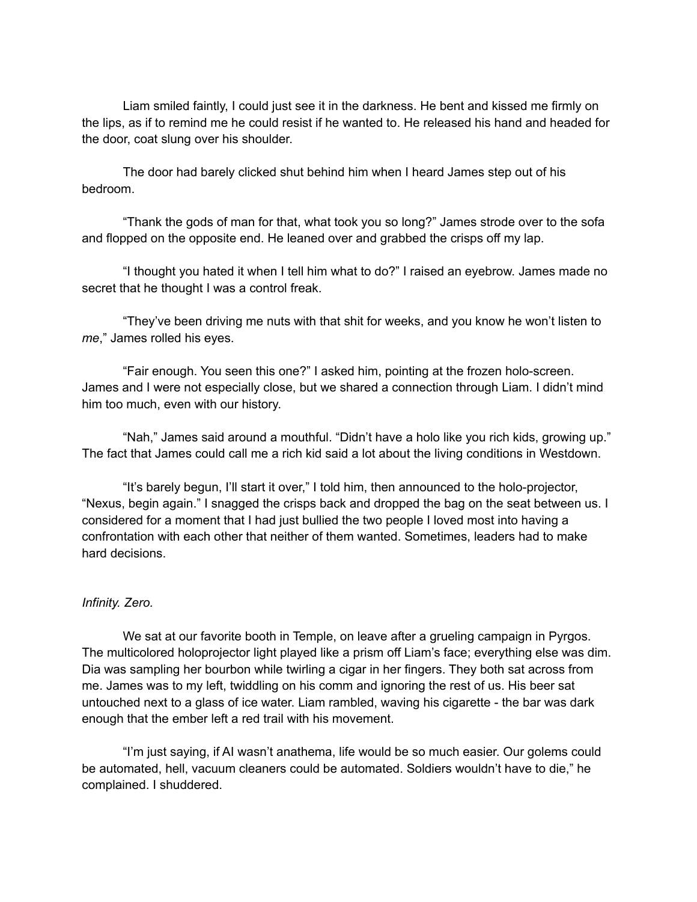Liam smiled faintly, I could just see it in the darkness. He bent and kissed me firmly on the lips, as if to remind me he could resist if he wanted to. He released his hand and headed for the door, coat slung over his shoulder.

The door had barely clicked shut behind him when I heard James step out of his bedroom.

"Thank the gods of man for that, what took you so long?" James strode over to the sofa and flopped on the opposite end. He leaned over and grabbed the crisps off my lap.

"I thought you hated it when I tell him what to do?" I raised an eyebrow. James made no secret that he thought I was a control freak.

"They've been driving me nuts with that shit for weeks, and you know he won't listen to *me*," James rolled his eyes.

"Fair enough. You seen this one?" I asked him, pointing at the frozen holo-screen. James and I were not especially close, but we shared a connection through Liam. I didn't mind him too much, even with our history.

"Nah," James said around a mouthful. "Didn't have a holo like you rich kids, growing up." The fact that James could call me a rich kid said a lot about the living conditions in Westdown.

"It's barely begun, I'll start it over," I told him, then announced to the holo-projector, "Nexus, begin again." I snagged the crisps back and dropped the bag on the seat between us. I considered for a moment that I had just bullied the two people I loved most into having a confrontation with each other that neither of them wanted. Sometimes, leaders had to make hard decisions.

*Infinity. Zero.*

We sat at our favorite booth in Temple, on leave after a grueling campaign in Pyrgos. The multicolored holoprojector light played like a prism off Liam's face; everything else was dim. Dia was sampling her bourbon while twirling a cigar in her fingers. They both sat across from me. James was to my left, twiddling on his comm and ignoring the rest of us. His beer sat untouched next to a glass of ice water. Liam rambled, waving his cigarette - the bar was dark enough that the ember left a red trail with his movement.

"I'm just saying, if AI wasn't anathema, life would be so much easier. Our golems could be automated, hell, vacuum cleaners could be automated. Soldiers wouldn't have to die," he complained. I shuddered.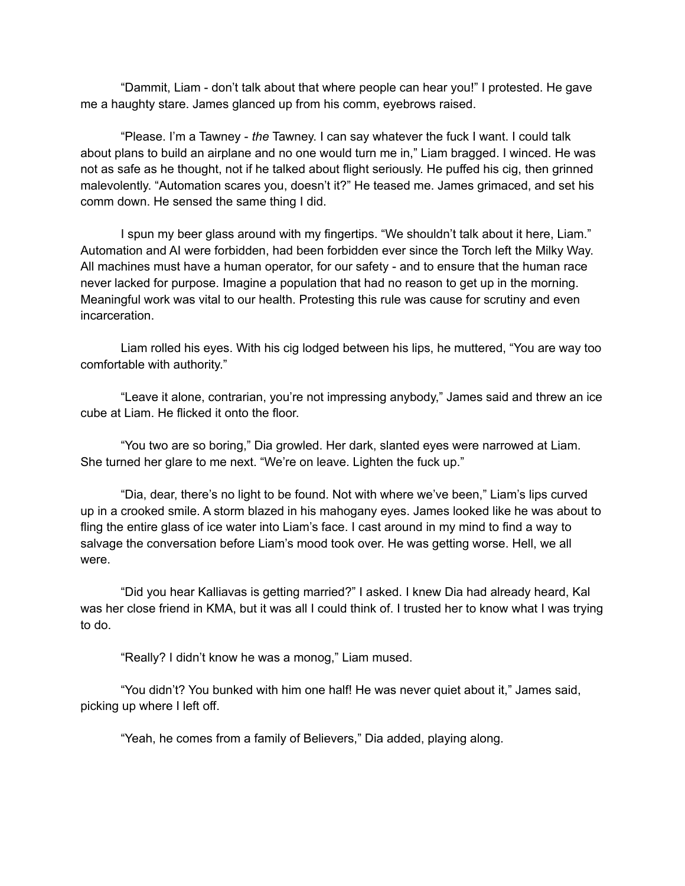"Dammit, Liam - don't talk about that where people can hear you!" I protested. He gave me a haughty stare. James glanced up from his comm, eyebrows raised.

"Please. I'm a Tawney - *the* Tawney. I can say whatever the fuck I want. I could talk about plans to build an airplane and no one would turn me in," Liam bragged. I winced. He was not as safe as he thought, not if he talked about flight seriously. He puffed his cig, then grinned malevolently. "Automation scares you, doesn't it?" He teased me. James grimaced, and set his comm down. He sensed the same thing I did.

I spun my beer glass around with my fingertips. "We shouldn't talk about it here, Liam." Automation and AI were forbidden, had been forbidden ever since the Torch left the Milky Way. All machines must have a human operator, for our safety - and to ensure that the human race never lacked for purpose. Imagine a population that had no reason to get up in the morning. Meaningful work was vital to our health. Protesting this rule was cause for scrutiny and even incarceration.

Liam rolled his eyes. With his cig lodged between his lips, he muttered, "You are way too comfortable with authority."

"Leave it alone, contrarian, you're not impressing anybody," James said and threw an ice cube at Liam. He flicked it onto the floor.

"You two are so boring," Dia growled. Her dark, slanted eyes were narrowed at Liam. She turned her glare to me next. "We're on leave. Lighten the fuck up."

"Dia, dear, there's no light to be found. Not with where we've been," Liam's lips curved up in a crooked smile. A storm blazed in his mahogany eyes. James looked like he was about to fling the entire glass of ice water into Liam's face. I cast around in my mind to find a way to salvage the conversation before Liam's mood took over. He was getting worse. Hell, we all were.

"Did you hear Kalliavas is getting married?" I asked. I knew Dia had already heard, Kal was her close friend in KMA, but it was all I could think of. I trusted her to know what I was trying to do.

"Really? I didn't know he was a monog," Liam mused.

"You didn't? You bunked with him one half! He was never quiet about it," James said, picking up where I left off.

"Yeah, he comes from a family of Believers," Dia added, playing along.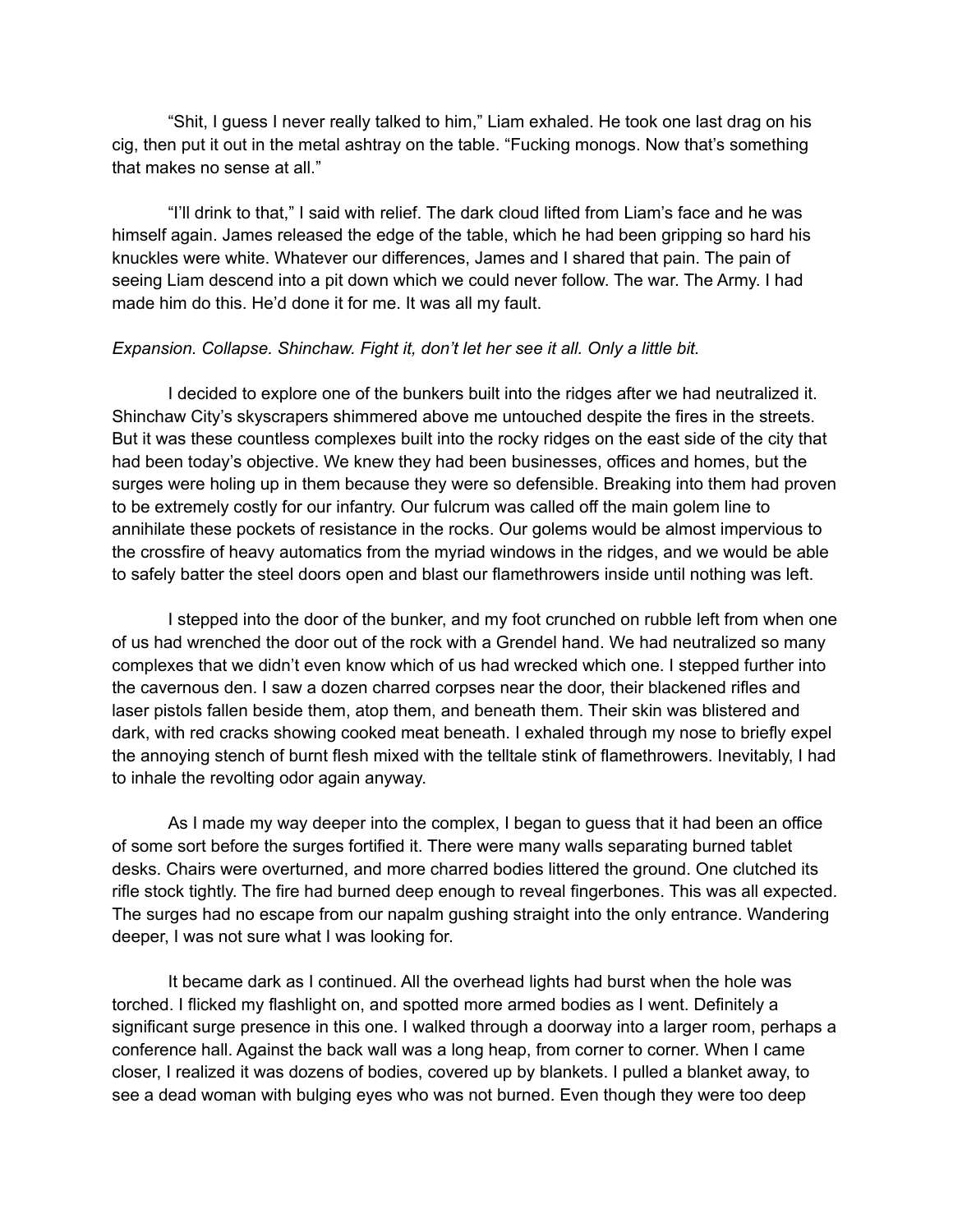"Shit, I guess I never really talked to him," Liam exhaled. He took one last drag on his cig, then put it out in the metal ashtray on the table. "Fucking monogs. Now that's something that makes no sense at all."

"I'll drink to that," I said with relief. The dark cloud lifted from Liam's face and he was himself again. James released the edge of the table, which he had been gripping so hard his knuckles were white. Whatever our differences, James and I shared that pain. The pain of seeing Liam descend into a pit down which we could never follow. The war. The Army. I had made him do this. He'd done it for me. It was all my fault.

*Expansion. Collapse. Shinchaw. Fight it, don't let her see it all. Only a little bit.*

I decided to explore one of the bunkers built into the ridges after we had neutralized it. Shinchaw City's skyscrapers shimmered above me untouched despite the fires in the streets. But it was these countless complexes built into the rocky ridges on the east side of the city that had been today's objective. We knew they had been businesses, offices and homes, but the surges were holing up in them because they were so defensible. Breaking into them had proven to be extremely costly for our infantry. Our fulcrum was called off the main golem line to annihilate these pockets of resistance in the rocks. Our golems would be almost impervious to the crossfire of heavy automatics from the myriad windows in the ridges, and we would be able to safely batter the steel doors open and blast our flamethrowers inside until nothing was left.

I stepped into the door of the bunker, and my foot crunched on rubble left from when one of us had wrenched the door out of the rock with a Grendel hand. We had neutralized so many complexes that we didn't even know which of us had wrecked which one. I stepped further into the cavernous den. I saw a dozen charred corpses near the door, their blackened rifles and laser pistols fallen beside them, atop them, and beneath them. Their skin was blistered and dark, with red cracks showing cooked meat beneath. I exhaled through my nose to briefly expel the annoying stench of burnt flesh mixed with the telltale stink of flamethrowers. Inevitably, I had to inhale the revolting odor again anyway.

As I made my way deeper into the complex, I began to guess that it had been an office of some sort before the surges fortified it. There were many walls separating burned tablet desks. Chairs were overturned, and more charred bodies littered the ground. One clutched its rifle stock tightly. The fire had burned deep enough to reveal fingerbones. This was all expected. The surges had no escape from our napalm gushing straight into the only entrance. Wandering deeper, I was not sure what I was looking for.

It became dark as I continued. All the overhead lights had burst when the hole was torched. I flicked my flashlight on, and spotted more armed bodies as I went. Definitely a significant surge presence in this one. I walked through a doorway into a larger room, perhaps a conference hall. Against the back wall was a long heap, from corner to corner. When I came closer, I realized it was dozens of bodies, covered up by blankets. I pulled a blanket away, to see a dead woman with bulging eyes who was not burned. Even though they were too deep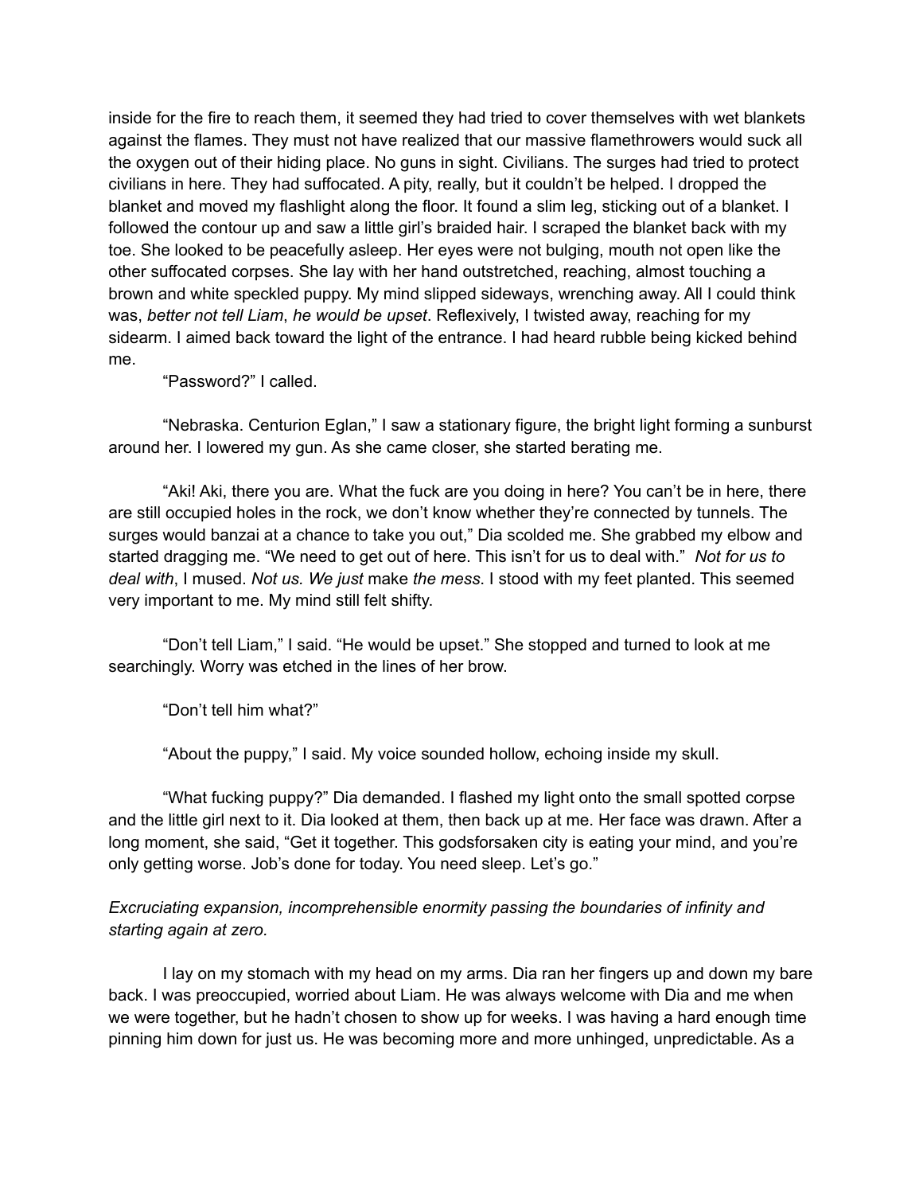inside for the fire to reach them, it seemed they had tried to cover themselves with wet blankets against the flames. They must not have realized that our massive flamethrowers would suck all the oxygen out of their hiding place. No guns in sight. Civilians. The surges had tried to protect civilians in here. They had suffocated. A pity, really, but it couldn't be helped. I dropped the blanket and moved my flashlight along the floor. It found a slim leg, sticking out of a blanket. I followed the contour up and saw a little girl's braided hair. I scraped the blanket back with my toe. She looked to be peacefully asleep. Her eyes were not bulging, mouth not open like the other suffocated corpses. She lay with her hand outstretched, reaching, almost touching a brown and white speckled puppy. My mind slipped sideways, wrenching away. All I could think was, *better not tell Liam*, *he would be upset*. Reflexively, I twisted away, reaching for my sidearm. I aimed back toward the light of the entrance. I had heard rubble being kicked behind me.

"Password?" I called.

"Nebraska. Centurion Eglan," I saw a stationary figure, the bright light forming a sunburst around her. I lowered my gun. As she came closer, she started berating me.

"Aki! Aki, there you are. What the fuck are you doing in here? You can't be in here, there are still occupied holes in the rock, we don't know whether they're connected by tunnels. The surges would banzai at a chance to take you out," Dia scolded me. She grabbed my elbow and started dragging me. "We need to get out of here. This isn't for us to deal with." *Not for us to deal with*, I mused. *Not us. We just* make *the mess*. I stood with my feet planted. This seemed very important to me. My mind still felt shifty.

"Don't tell Liam," I said. "He would be upset." She stopped and turned to look at me searchingly. Worry was etched in the lines of her brow.

"Don't tell him what?"

"About the puppy," I said. My voice sounded hollow, echoing inside my skull.

"What fucking puppy?" Dia demanded. I flashed my light onto the small spotted corpse and the little girl next to it. Dia looked at them, then back up at me. Her face was drawn. After a long moment, she said, "Get it together. This godsforsaken city is eating your mind, and you're only getting worse. Job's done for today. You need sleep. Let's go."

*Excruciating expansion, incomprehensible enormity passing the boundaries of infinity and starting again at zero.*

I lay on my stomach with my head on my arms. Dia ran her fingers up and down my bare back. I was preoccupied, worried about Liam. He was always welcome with Dia and me when we were together, but he hadn't chosen to show up for weeks. I was having a hard enough time pinning him down for just us. He was becoming more and more unhinged, unpredictable. As a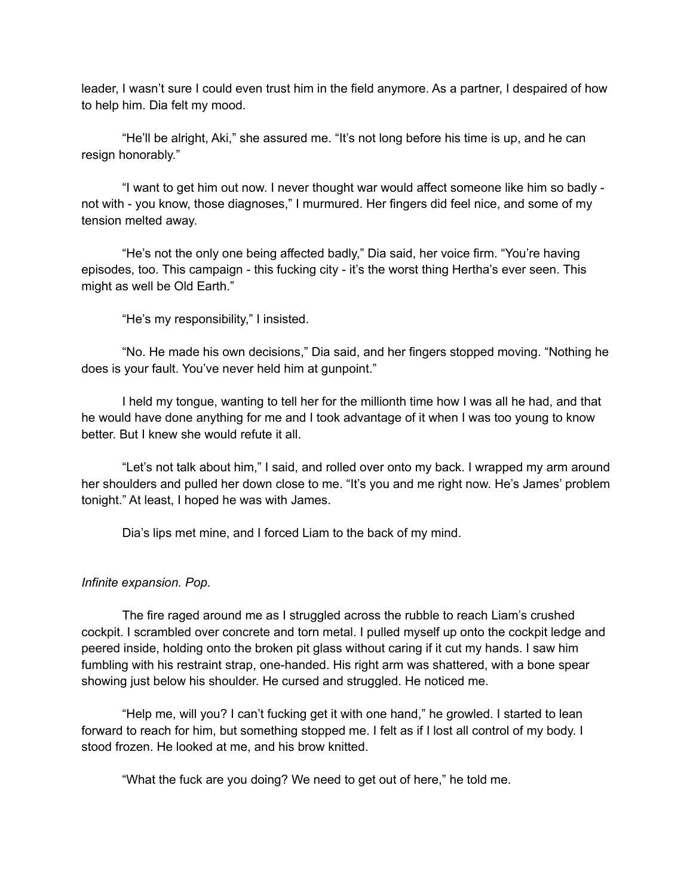leader, I wasn't sure I could even trust him in the field anymore. As a partner, I despaired of how to help him. Dia felt my mood.

"He'll be alright, Aki," she assured me. "It's not long before his time is up, and he can resign honorably."

"I want to get him out now. I never thought war would affect someone like him so badly - not with - you know, those diagnoses," I murmured. Her fingers did feel nice, and some of my tension melted away.

"He's not the only one being affected badly," Dia said, her voice firm. "You're having episodes, too. This campaign - this fucking city - it's the worst thing Hertha's ever seen. This might as well be Old Earth."

"He's my responsibility," I insisted.

"No. He made his own decisions," Dia said, and her fingers stopped moving. "Nothing he does is your fault. You've never held him at gunpoint."

I held my tongue, wanting to tell her for the millionth time how I was all he had, and that he would have done anything for me and I took advantage of it when I was too young to know better. But I knew she would refute it all.

"Let's not talk about him," I said, and rolled over onto my back. I wrapped my arm around her shoulders and pulled her down close to me. "It's you and me right now. He's James' problem tonight." At least, I hoped he was with James.

Dia's lips met mine, and I forced Liam to the back of my mind.

*Infinite expansion. Pop.*

The fire raged around me as I struggled across the rubble to reach Liam's crushed cockpit. I scrambled over concrete and torn metal. I pulled myself up onto the cockpit ledge and peered inside, holding onto the broken pit glass without caring if it cut my hands. I saw him fumbling with his restraint strap, one-handed. His right arm was shattered, with a bone spear showing just below his shoulder. He cursed and struggled. He noticed me.

"Help me, will you? I can't fucking get it with one hand," he growled. I started to lean forward to reach for him, but something stopped me. I felt as if I lost all control of my body. I stood frozen. He looked at me, and his brow knitted.

"What the fuck are you doing? We need to get out of here," he told me.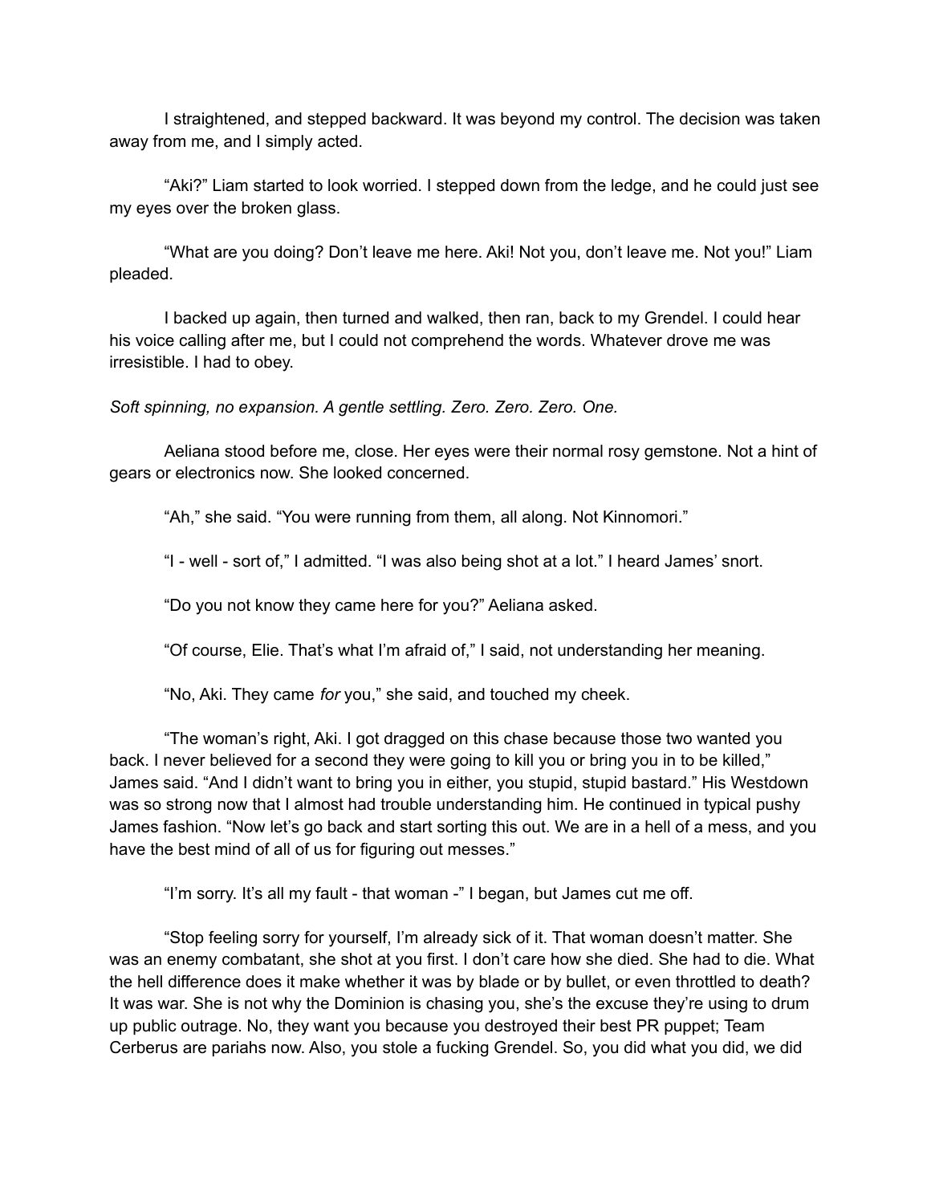I straightened, and stepped backward. It was beyond my control. The decision was taken away from me, and I simply acted.

"Aki?" Liam started to look worried. I stepped down from the ledge, and he could just see my eyes over the broken glass.

"What are you doing? Don't leave me here. Aki! Not you, don't leave me. Not you!" Liam pleaded.

I backed up again, then turned and walked, then ran, back to my Grendel. I could hear his voice calling after me, but I could not comprehend the words. Whatever drove me was irresistible. I had to obey.

*Soft spinning, no expansion. A gentle settling. Zero. Zero. Zero. One.*

Aeliana stood before me, close. Her eyes were their normal rosy gemstone. Not a hint of gears or electronics now. She looked concerned.

"Ah," she said. "You were running from them, all along. Not Kinnomori."

"I - well - sort of," I admitted. "I was also being shot at a lot." I heard James' snort.

"Do you not know they came here for you?" Aeliana asked.

"Of course, Elie. That's what I'm afraid of," I said, not understanding her meaning.

"No, Aki. They came *for* you," she said, and touched my cheek.

"The woman's right, Aki. I got dragged on this chase because those two wanted you back. I never believed for a second they were going to kill you or bring you in to be killed," James said. "And I didn't want to bring you in either, you stupid, stupid bastard." His Westdown was so strong now that I almost had trouble understanding him. He continued in typical pushy James fashion. "Now let's go back and start sorting this out. We are in a hell of a mess, and you have the best mind of all of us for figuring out messes."

"I'm sorry. It's all my fault - that woman -" I began, but James cut me off.

"Stop feeling sorry for yourself, I'm already sick of it. That woman doesn't matter. She was an enemy combatant, she shot at you first. I don't care how she died. She had to die. What the hell difference does it make whether it was by blade or by bullet, or even throttled to death? It was war. She is not why the Dominion is chasing you, she's the excuse they're using to drum up public outrage. No, they want you because you destroyed their best PR puppet; Team Cerberus are pariahs now. Also, you stole a fucking Grendel. So, you did what you did, we did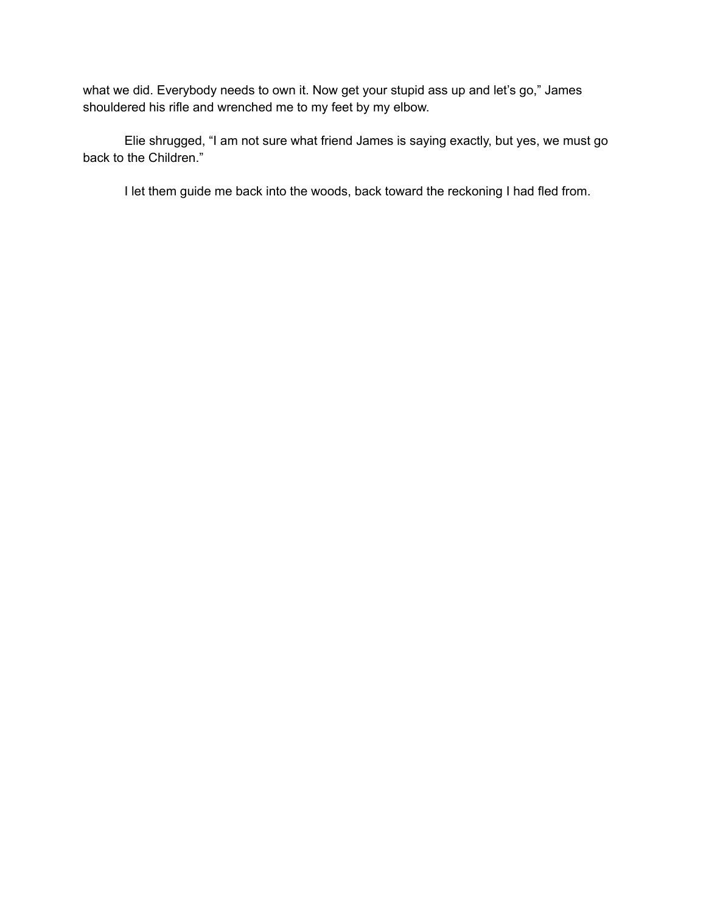what we did. Everybody needs to own it. Now get your stupid ass up and let's go," James shouldered his rifle and wrenched me to my feet by my elbow.

Elie shrugged, "I am not sure what friend James is saying exactly, but yes, we must go back to the Children."

I let them guide me back into the woods, back toward the reckoning I had fled from.